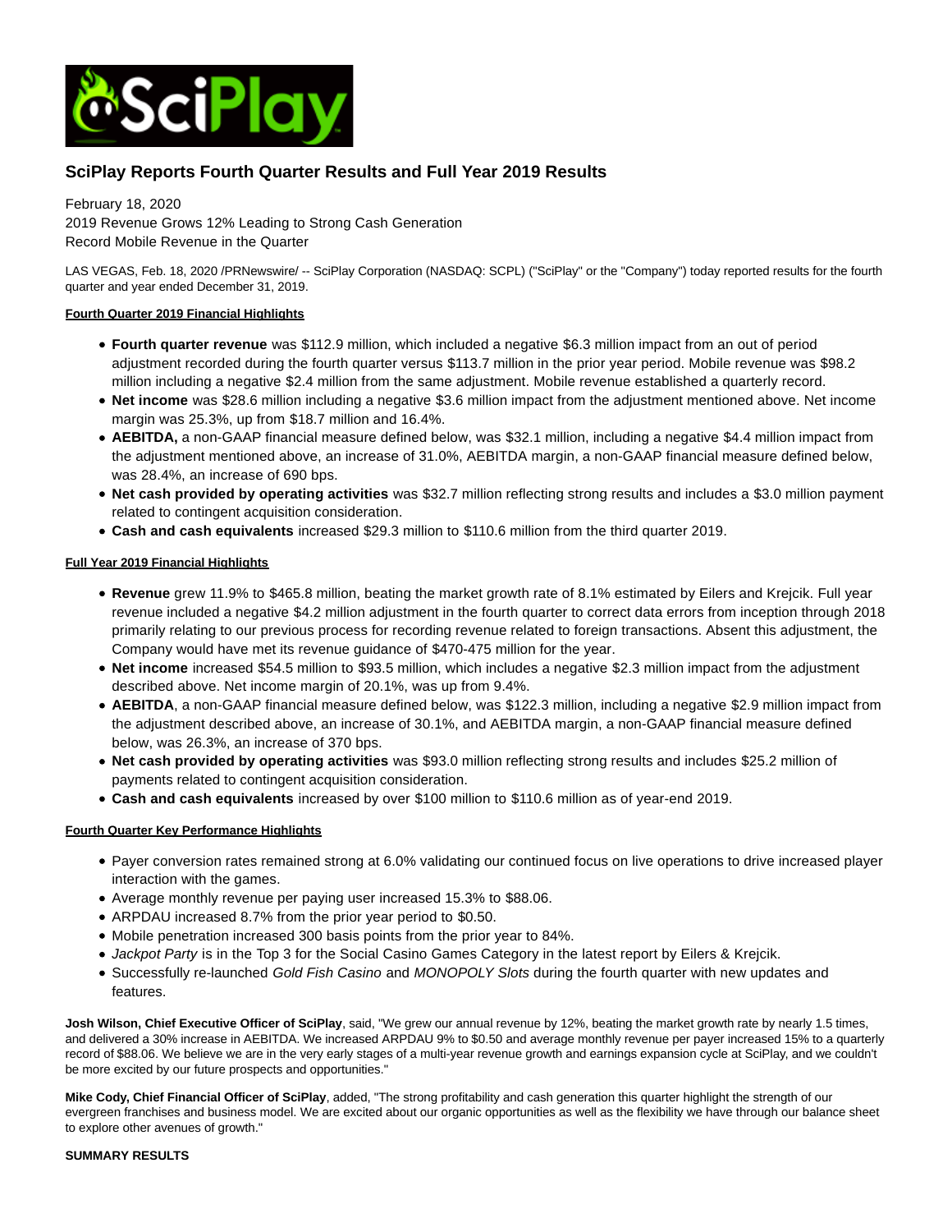# SciPlay Reports Fourth Quarter Results and Full Year 2019 Results

February 18, 2020
2019 Revenue Grows 12% Leading to Strong Cash Generation
Record Mobile Revenue in the Quarter

LAS VEGAS, Feb. 18, 2020 /PRNewswire/ -- SciPlay Corporation (NASDAQ: SCPL) ("SciPlay" or the "Company") today reported results for the fourth quarter and year ended December 31, 2019.

**Fourth Quarter 2019 Financial Highlights**

- **Fourth quarter revenue** was $112.9 million, which included a negative $6.3 million impact from an out of period adjustment recorded during the fourth quarter versus $113.7 million in the prior year period. Mobile revenue was $98.2 million including a negative $2.4 million from the same adjustment. Mobile revenue established a quarterly record.
- **Net income** was $28.6 million including a negative $3.6 million impact from the adjustment mentioned above. Net income margin was 25.3%, up from $18.7 million and 16.4%.
- **AEBITDA,** a non-GAAP financial measure defined below, was $32.1 million, including a negative $4.4 million impact from the adjustment mentioned above, an increase of 31.0%, AEBITDA margin, a non-GAAP financial measure defined below, was 28.4%, an increase of 690 bps.
- **Net cash provided by operating activities** was $32.7 million reflecting strong results and includes a $3.0 million payment related to contingent acquisition consideration.
- **Cash and cash equivalents** increased $29.3 million to $110.6 million from the third quarter 2019.

**Full Year 2019 Financial Highlights**

- **Revenue** grew 11.9% to $465.8 million, beating the market growth rate of 8.1% estimated by Eilers and Krejcik. Full year revenue included a negative $4.2 million adjustment in the fourth quarter to correct data errors from inception through 2018 primarily relating to our previous process for recording revenue related to foreign transactions. Absent this adjustment, the Company would have met its revenue guidance of $470-475 million for the year.
- **Net income** increased $54.5 million to $93.5 million, which includes a negative $2.3 million impact from the adjustment described above. Net income margin of 20.1%, was up from 9.4%.
- **AEBITDA**, a non-GAAP financial measure defined below, was $122.3 million, including a negative $2.9 million impact from the adjustment described above, an increase of 30.1%, and AEBITDA margin, a non-GAAP financial measure defined below, was 26.3%, an increase of 370 bps.
- **Net cash provided by operating activities** was $93.0 million reflecting strong results and includes $25.2 million of payments related to contingent acquisition consideration.
- **Cash and cash equivalents** increased by over $100 million to $110.6 million as of year-end 2019.

**Fourth Quarter Key Performance Highlights**

- Payer conversion rates remained strong at 6.0% validating our continued focus on live operations to drive increased player interaction with the games.
- Average monthly revenue per paying user increased 15.3% to $88.06.
- ARPDAU increased 8.7% from the prior year period to $0.50.
- Mobile penetration increased 300 basis points from the prior year to 84%.
- *Jackpot Party* is in the Top 3 for the Social Casino Games Category in the latest report by Eilers & Krejcik.
- Successfully re-launched *Gold Fish Casino* and *MONOPOLY Slots* during the fourth quarter with new updates and features.

**Josh Wilson, Chief Executive Officer of SciPlay**, said, "We grew our annual revenue by 12%, beating the market growth rate by nearly 1.5 times, and delivered a 30% increase in AEBITDA. We increased ARPDAU 9% to $0.50 and average monthly revenue per payer increased 15% to a quarterly record of $88.06. We believe we are in the very early stages of a multi-year revenue growth and earnings expansion cycle at SciPlay, and we couldn't be more excited by our future prospects and opportunities."

**Mike Cody, Chief Financial Officer of SciPlay**, added, "The strong profitability and cash generation this quarter highlight the strength of our evergreen franchises and business model. We are excited about our organic opportunities as well as the flexibility we have through our balance sheet to explore other avenues of growth."

**SUMMARY RESULTS**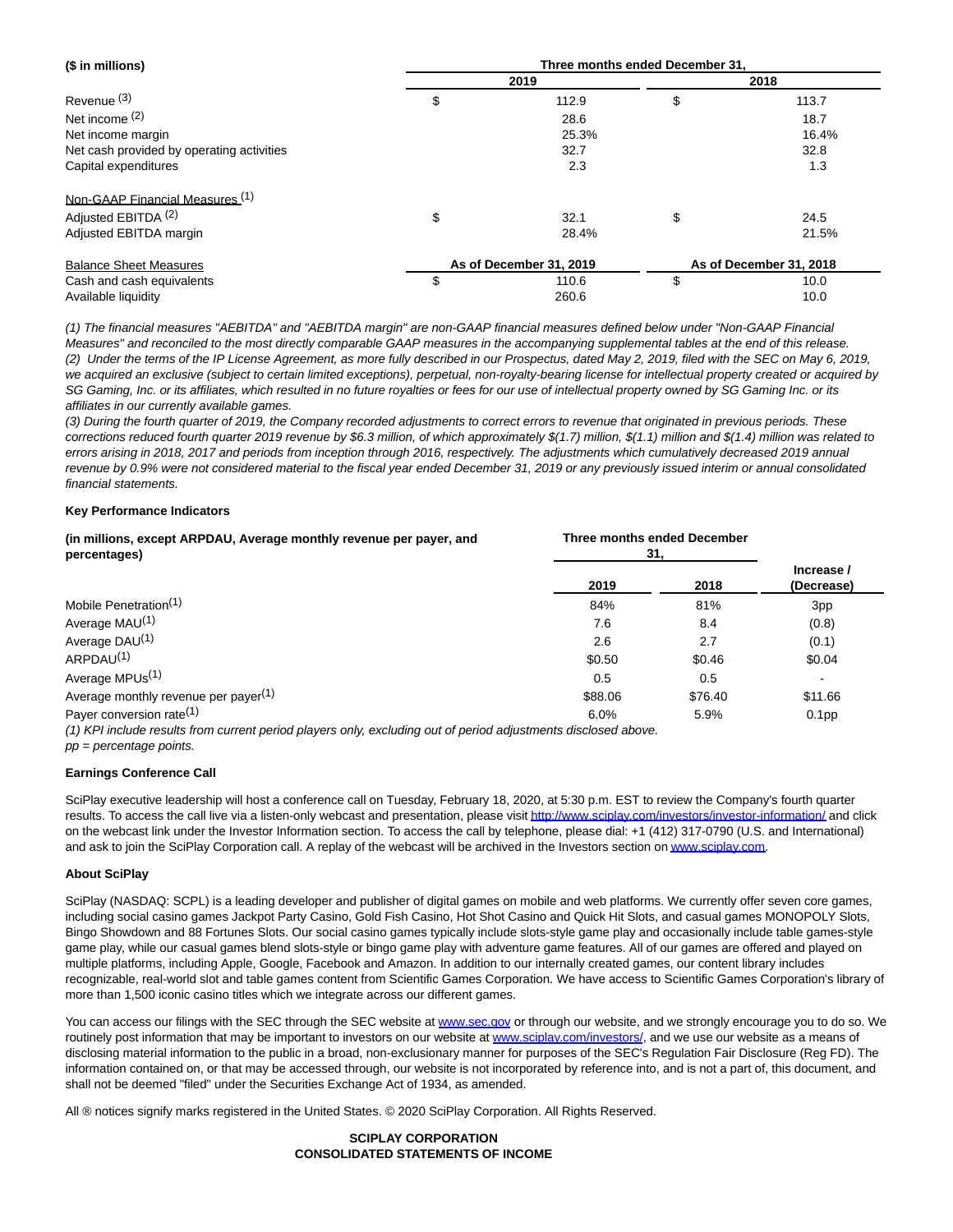| ($ in millions) | Three months ended December 31, | | | |
|---|---|---|---|---|
| | 2019 | | 2018 | |
| Revenue [3] | $ | 112.9 | $ | 113.7 |
| Net income [2] | | 28.6 | | 18.7 |
| Net income margin | | 25.3% | | 16.4% |
| Net cash provided by operating activities | | 32.7 | | 32.8 |
| Capital expenditures | | 2.3 | | 1.3 |
| Non-GAAP Financial Measures [1] | | | | |
| Adjusted EBITDA [2] | $ | 32.1 | $ | 24.5 |
| Adjusted EBITDA margin | | 28.4% | | 21.5% |
| Balance Sheet Measures | As of December 31, 2019 | | As of December 31, 2018 | |
| Cash and cash equivalents | $ | 110.6 | $ | 10.0 |
| Available liquidity | | 260.6 | | 10.0 |

*(1) The financial measures "AEBITDA" and "AEBITDA margin" are non-GAAP financial measures defined below under "Non-GAAP Financial Measures" and reconciled to the most directly comparable GAAP measures in the accompanying supplemental tables at the end of this release.*
*(2) Under the terms of the IP License Agreement, as more fully described in our Prospectus, dated May 2, 2019, filed with the SEC on May 6, 2019, we acquired an exclusive (subject to certain limited exceptions), perpetual, non-royalty-bearing license for intellectual property created or acquired by SG Gaming, Inc. or its affiliates, which resulted in no future royalties or fees for our use of intellectual property owned by SG Gaming Inc. or its affiliates in our currently available games.*
*(3) During the fourth quarter of 2019, the Company recorded adjustments to correct errors to revenue that originated in previous periods. These corrections reduced fourth quarter 2019 revenue by $6.3 million, of which approximately $(1.7) million, $(1.1) million and $(1.4) million was related to errors arising in 2018, 2017 and periods from inception through 2016, respectively. The adjustments which cumulatively decreased 2019 annual revenue by 0.9% were not considered material to the fiscal year ended December 31, 2019 or any previously issued interim or annual consolidated financial statements.*

**Key Performance Indicators**

| (in millions, except ARPDAU, Average monthly revenue per payer, and percentages) | Three months ended December 31, | | Increase / (Decrease) |
|---|---|---|---|
| | 2019 | 2018 | |
| Mobile Penetration[1] | 84% | 81% | 3pp |
| Average MAU[1] | 7.6 | 8.4 | (0.8) |
| Average DAU[1] | 2.6 | 2.7 | (0.1) |
| ARPDAU[1] | $0.50 | $0.46 | $0.04 |
| Average MPUs[1] | 0.5 | 0.5 | - |
| Average monthly revenue per payer[1] | $88.06 | $76.40 | $11.66 |
| Payer conversion rate[1] | 6.0% | 5.9% | 0.1pp |

*(1) KPI include results from current period players only, excluding out of period adjustments disclosed above.*
*pp = percentage points.*

**Earnings Conference Call**

SciPlay executive leadership will host a conference call on Tuesday, February 18, 2020, at 5:30 p.m. EST to review the Company's fourth quarter results. To access the call live via a listen-only webcast and presentation, please visit http://www.sciplay.com/investors/investor-information/ and click on the webcast link under the Investor Information section. To access the call by telephone, please dial: +1 (412) 317-0790 (U.S. and International) and ask to join the SciPlay Corporation call. A replay of the webcast will be archived in the Investors section on www.sciplay.com.

**About SciPlay**

SciPlay (NASDAQ: SCPL) is a leading developer and publisher of digital games on mobile and web platforms. We currently offer seven core games, including social casino games Jackpot Party Casino, Gold Fish Casino, Hot Shot Casino and Quick Hit Slots, and casual games MONOPOLY Slots, Bingo Showdown and 88 Fortunes Slots. Our social casino games typically include slots-style game play and occasionally include table games-style game play, while our casual games blend slots-style or bingo game play with adventure game features. All of our games are offered and played on multiple platforms, including Apple, Google, Facebook and Amazon. In addition to our internally created games, our content library includes recognizable, real-world slot and table games content from Scientific Games Corporation. We have access to Scientific Games Corporation's library of more than 1,500 iconic casino titles which we integrate across our different games.

You can access our filings with the SEC through the SEC website at www.sec.gov or through our website, and we strongly encourage you to do so. We routinely post information that may be important to investors on our website at www.sciplay.com/investors/, and we use our website as a means of disclosing material information to the public in a broad, non-exclusionary manner for purposes of the SEC's Regulation Fair Disclosure (Reg FD). The information contained on, or that may be accessed through, our website is not incorporated by reference into, and is not a part of, this document, and shall not be deemed "filed" under the Securities Exchange Act of 1934, as amended.

All ® notices signify marks registered in the United States. © 2020 SciPlay Corporation. All Rights Reserved.

**SCIPLAY CORPORATION**
**CONSOLIDATED STATEMENTS OF INCOME**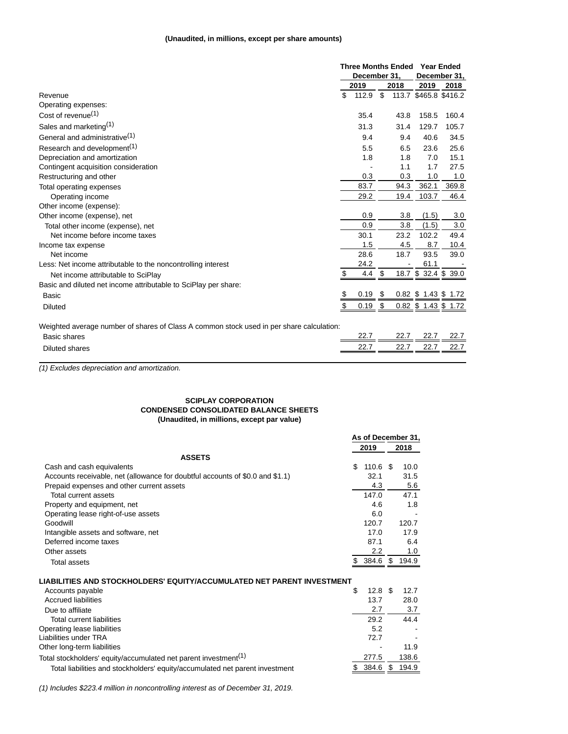**(Unaudited, in millions, except per share amounts)**

| | Three Months Ended December 31, | | Year Ended December 31, | |
|---|---|---|---|---|
| | 2019 | 2018 | 2019 | 2018 |
| Revenue | $ 112.9 | $ 113.7 | $465.8 | $416.2 |
| Operating expenses: | | | | |
| Cost of revenue(1) | 35.4 | 43.8 | 158.5 | 160.4 |
| Sales and marketing(1) | 31.3 | 31.4 | 129.7 | 105.7 |
| General and administrative(1) | 9.4 | 9.4 | 40.6 | 34.5 |
| Research and development(1) | 5.5 | 6.5 | 23.6 | 25.6 |
| Depreciation and amortization | 1.8 | 1.8 | 7.0 | 15.1 |
| Contingent acquisition consideration | - | 1.1 | 1.7 | 27.5 |
| Restructuring and other | 0.3 | 0.3 | 1.0 | 1.0 |
| Total operating expenses | 83.7 | 94.3 | 362.1 | 369.8 |
| Operating income | 29.2 | 19.4 | 103.7 | 46.4 |
| Other income (expense): | | | | |
| Other income (expense), net | 0.9 | 3.8 | (1.5) | 3.0 |
| Total other income (expense), net | 0.9 | 3.8 | (1.5) | 3.0 |
| Net income before income taxes | 30.1 | 23.2 | 102.2 | 49.4 |
| Income tax expense | 1.5 | 4.5 | 8.7 | 10.4 |
| Net income | 28.6 | 18.7 | 93.5 | 39.0 |
| Less: Net income attributable to the noncontrolling interest | 24.2 | - | 61.1 | - |
| Net income attributable to SciPlay | $ 4.4 | $ 18.7 | $ 32.4 | $ 39.0 |
| Basic and diluted net income attributable to SciPlay per share: | | | | |
| Basic | $ 0.19 | $ 0.82 | $ 1.43 | $ 1.72 |
| Diluted | $ 0.19 | $ 0.82 | $ 1.43 | $ 1.72 |
| Weighted average number of shares of Class A common stock used in per share calculation: | | | | |
| Basic shares | 22.7 | 22.7 | 22.7 | 22.7 |
| Diluted shares | 22.7 | 22.7 | 22.7 | 22.7 |

*(1) Excludes depreciation and amortization.*

**SCIPLAY CORPORATION**
**CONDENSED CONSOLIDATED BALANCE SHEETS**
**(Unaudited, in millions, except par value)**

| | As of December 31, | |
|---|---|---|
| | 2019 | 2018 |
| **ASSETS** | | |
| Cash and cash equivalents | $ 110.6 | $ 10.0 |
| Accounts receivable, net (allowance for doubtful accounts of $0.0 and $1.1) | 32.1 | 31.5 |
| Prepaid expenses and other current assets | 4.3 | 5.6 |
| Total current assets | 147.0 | 47.1 |
| Property and equipment, net | 4.6 | 1.8 |
| Operating lease right-of-use assets | 6.0 | - |
| Goodwill | 120.7 | 120.7 |
| Intangible assets and software, net | 17.0 | 17.9 |
| Deferred income taxes | 87.1 | 6.4 |
| Other assets | 2.2 | 1.0 |
| Total assets | $ 384.6 | $ 194.9 |
| **LIABILITIES AND STOCKHOLDERS' EQUITY/ACCUMULATED NET PARENT INVESTMENT** | | |
| Accounts payable | $ 12.8 | $ 12.7 |
| Accrued liabilities | 13.7 | 28.0 |
| Due to affiliate | 2.7 | 3.7 |
| Total current liabilities | 29.2 | 44.4 |
| Operating lease liabilities | 5.2 | - |
| Liabilities under TRA | 72.7 | - |
| Other long-term liabilities | - | 11.9 |
| Total stockholders' equity/accumulated net parent investment(1) | 277.5 | 138.6 |
| Total liabilities and stockholders' equity/accumulated net parent investment | $ 384.6 | $ 194.9 |

*(1) Includes $223.4 million in noncontrolling interest as of December 31, 2019.*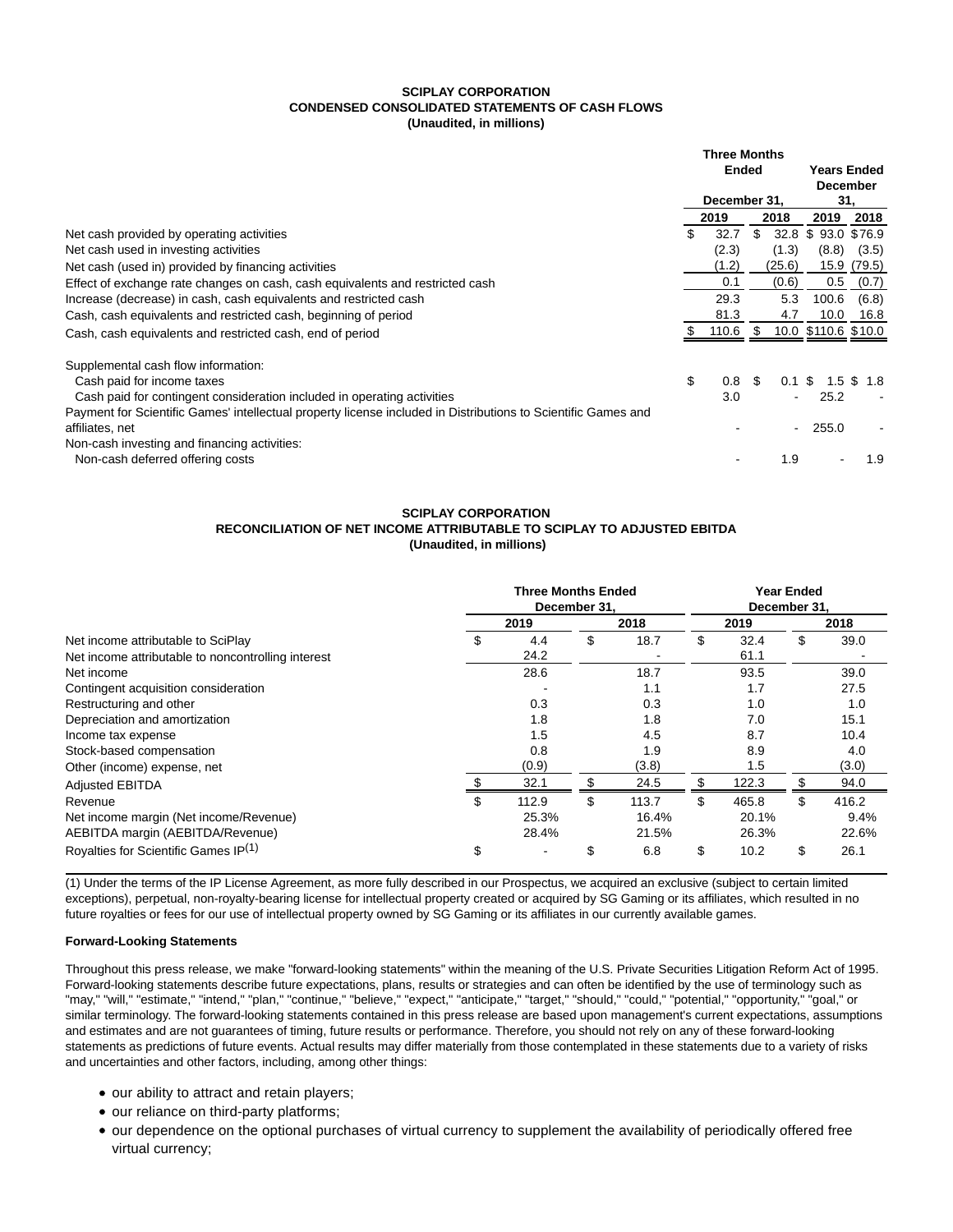**SCIPLAY CORPORATION**
**CONDENSED CONSOLIDATED STATEMENTS OF CASH FLOWS**
**(Unaudited, in millions)**

| | Three Months Ended December 31, | | Years Ended December 31, | |
|---|---|---|---|---|
| | 2019 | 2018 | 2019 | 2018 |
| Net cash provided by operating activities | $ 32.7 | $ 32.8 | $ 93.0 | $76.9 |
| Net cash used in investing activities | (2.3) | (1.3) | (8.8) | (3.5) |
| Net cash (used in) provided by financing activities | (1.2) | (25.6) | 15.9 | (79.5) |
| Effect of exchange rate changes on cash, cash equivalents and restricted cash | 0.1 | (0.6) | 0.5 | (0.7) |
| Increase (decrease) in cash, cash equivalents and restricted cash | 29.3 | 5.3 | 100.6 | (6.8) |
| Cash, cash equivalents and restricted cash, beginning of period | 81.3 | 4.7 | 10.0 | 16.8 |
| Cash, cash equivalents and restricted cash, end of period | $ 110.6 | $ 10.0 | $110.6 | $10.0 |
| | | | | |
| Supplemental cash flow information: | | | | |
| Cash paid for income taxes | $ 0.8 | $ 0.1 | $ 1.5 | $ 1.8 |
| Cash paid for contingent consideration included in operating activities | 3.0 | - | 25.2 | - |
| Payment for Scientific Games' intellectual property license included in Distributions to Scientific Games and affiliates, net | - | - | 255.0 | - |
| Non-cash investing and financing activities: | | | | |
| Non-cash deferred offering costs | - | 1.9 | - | 1.9 |

**SCIPLAY CORPORATION**
**RECONCILIATION OF NET INCOME ATTRIBUTABLE TO SCIPLAY TO ADJUSTED EBITDA**
**(Unaudited, in millions)**

| | Three Months Ended December 31, | | Year Ended December 31, | |
|---|---|---|---|---|
| | 2019 | 2018 | 2019 | 2018 |
| Net income attributable to SciPlay | $ 4.4 | $ 18.7 | $ 32.4 | $ 39.0 |
| Net income attributable to noncontrolling interest | 24.2 | - | 61.1 | - |
| Net income | 28.6 | 18.7 | 93.5 | 39.0 |
| Contingent acquisition consideration | - | 1.1 | 1.7 | 27.5 |
| Restructuring and other | 0.3 | 0.3 | 1.0 | 1.0 |
| Depreciation and amortization | 1.8 | 1.8 | 7.0 | 15.1 |
| Income tax expense | 1.5 | 4.5 | 8.7 | 10.4 |
| Stock-based compensation | 0.8 | 1.9 | 8.9 | 4.0 |
| Other (income) expense, net | (0.9) | (3.8) | 1.5 | (3.0) |
| Adjusted EBITDA | $ 32.1 | $ 24.5 | $ 122.3 | $ 94.0 |
| Revenue | $ 112.9 | $ 113.7 | $ 465.8 | $ 416.2 |
| Net income margin (Net income/Revenue) | 25.3% | 16.4% | 20.1% | 9.4% |
| AEBITDA margin (AEBITDA/Revenue) | 28.4% | 21.5% | 26.3% | 22.6% |
| Royalties for Scientific Games IP[1] | $ - | $ 6.8 | $ 10.2 | $ 26.1 |

(1) Under the terms of the IP License Agreement, as more fully described in our Prospectus, we acquired an exclusive (subject to certain limited exceptions), perpetual, non-royalty-bearing license for intellectual property created or acquired by SG Gaming or its affiliates, which resulted in no future royalties or fees for our use of intellectual property owned by SG Gaming or its affiliates in our currently available games.

**Forward-Looking Statements**

Throughout this press release, we make "forward-looking statements" within the meaning of the U.S. Private Securities Litigation Reform Act of 1995. Forward-looking statements describe future expectations, plans, results or strategies and can often be identified by the use of terminology such as "may," "will," "estimate," "intend," "plan," "continue," "believe," "expect," "anticipate," "target," "should," "could," "potential," "opportunity," "goal," or similar terminology. The forward-looking statements contained in this press release are based upon management's current expectations, assumptions and estimates and are not guarantees of timing, future results or performance. Therefore, you should not rely on any of these forward-looking statements as predictions of future events. Actual results may differ materially from those contemplated in these statements due to a variety of risks and uncertainties and other factors, including, among other things:

- our ability to attract and retain players;
- our reliance on third-party platforms;
- our dependence on the optional purchases of virtual currency to supplement the availability of periodically offered free virtual currency;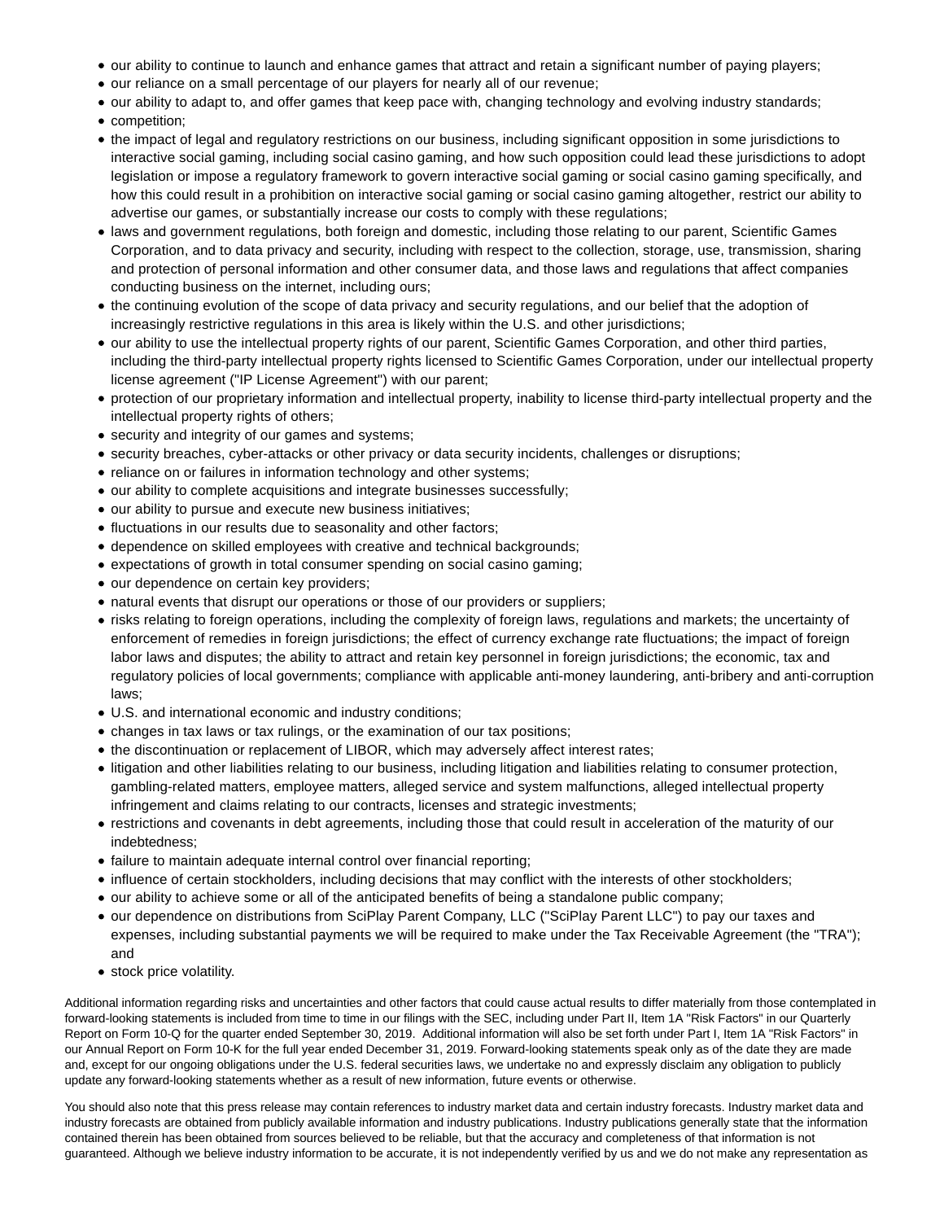- our ability to continue to launch and enhance games that attract and retain a significant number of paying players;
- our reliance on a small percentage of our players for nearly all of our revenue;
- our ability to adapt to, and offer games that keep pace with, changing technology and evolving industry standards;
- competition;
- the impact of legal and regulatory restrictions on our business, including significant opposition in some jurisdictions to interactive social gaming, including social casino gaming, and how such opposition could lead these jurisdictions to adopt legislation or impose a regulatory framework to govern interactive social gaming or social casino gaming specifically, and how this could result in a prohibition on interactive social gaming or social casino gaming altogether, restrict our ability to advertise our games, or substantially increase our costs to comply with these regulations;
- laws and government regulations, both foreign and domestic, including those relating to our parent, Scientific Games Corporation, and to data privacy and security, including with respect to the collection, storage, use, transmission, sharing and protection of personal information and other consumer data, and those laws and regulations that affect companies conducting business on the internet, including ours;
- the continuing evolution of the scope of data privacy and security regulations, and our belief that the adoption of increasingly restrictive regulations in this area is likely within the U.S. and other jurisdictions;
- our ability to use the intellectual property rights of our parent, Scientific Games Corporation, and other third parties, including the third-party intellectual property rights licensed to Scientific Games Corporation, under our intellectual property license agreement ("IP License Agreement") with our parent;
- protection of our proprietary information and intellectual property, inability to license third-party intellectual property and the intellectual property rights of others;
- security and integrity of our games and systems;
- security breaches, cyber-attacks or other privacy or data security incidents, challenges or disruptions;
- reliance on or failures in information technology and other systems;
- our ability to complete acquisitions and integrate businesses successfully;
- our ability to pursue and execute new business initiatives;
- fluctuations in our results due to seasonality and other factors;
- dependence on skilled employees with creative and technical backgrounds;
- expectations of growth in total consumer spending on social casino gaming;
- our dependence on certain key providers;
- natural events that disrupt our operations or those of our providers or suppliers;
- risks relating to foreign operations, including the complexity of foreign laws, regulations and markets; the uncertainty of enforcement of remedies in foreign jurisdictions; the effect of currency exchange rate fluctuations; the impact of foreign labor laws and disputes; the ability to attract and retain key personnel in foreign jurisdictions; the economic, tax and regulatory policies of local governments; compliance with applicable anti-money laundering, anti-bribery and anti-corruption laws;
- U.S. and international economic and industry conditions;
- changes in tax laws or tax rulings, or the examination of our tax positions;
- the discontinuation or replacement of LIBOR, which may adversely affect interest rates;
- litigation and other liabilities relating to our business, including litigation and liabilities relating to consumer protection, gambling-related matters, employee matters, alleged service and system malfunctions, alleged intellectual property infringement and claims relating to our contracts, licenses and strategic investments;
- restrictions and covenants in debt agreements, including those that could result in acceleration of the maturity of our indebtedness;
- failure to maintain adequate internal control over financial reporting;
- influence of certain stockholders, including decisions that may conflict with the interests of other stockholders;
- our ability to achieve some or all of the anticipated benefits of being a standalone public company;
- our dependence on distributions from SciPlay Parent Company, LLC ("SciPlay Parent LLC") to pay our taxes and expenses, including substantial payments we will be required to make under the Tax Receivable Agreement (the "TRA"); and
- stock price volatility.

Additional information regarding risks and uncertainties and other factors that could cause actual results to differ materially from those contemplated in forward-looking statements is included from time to time in our filings with the SEC, including under Part II, Item 1A "Risk Factors" in our Quarterly Report on Form 10-Q for the quarter ended September 30, 2019. Additional information will also be set forth under Part I, Item 1A "Risk Factors" in our Annual Report on Form 10-K for the full year ended December 31, 2019. Forward-looking statements speak only as of the date they are made and, except for our ongoing obligations under the U.S. federal securities laws, we undertake no and expressly disclaim any obligation to publicly update any forward-looking statements whether as a result of new information, future events or otherwise.

You should also note that this press release may contain references to industry market data and certain industry forecasts. Industry market data and industry forecasts are obtained from publicly available information and industry publications. Industry publications generally state that the information contained therein has been obtained from sources believed to be reliable, but that the accuracy and completeness of that information is not guaranteed. Although we believe industry information to be accurate, it is not independently verified by us and we do not make any representation as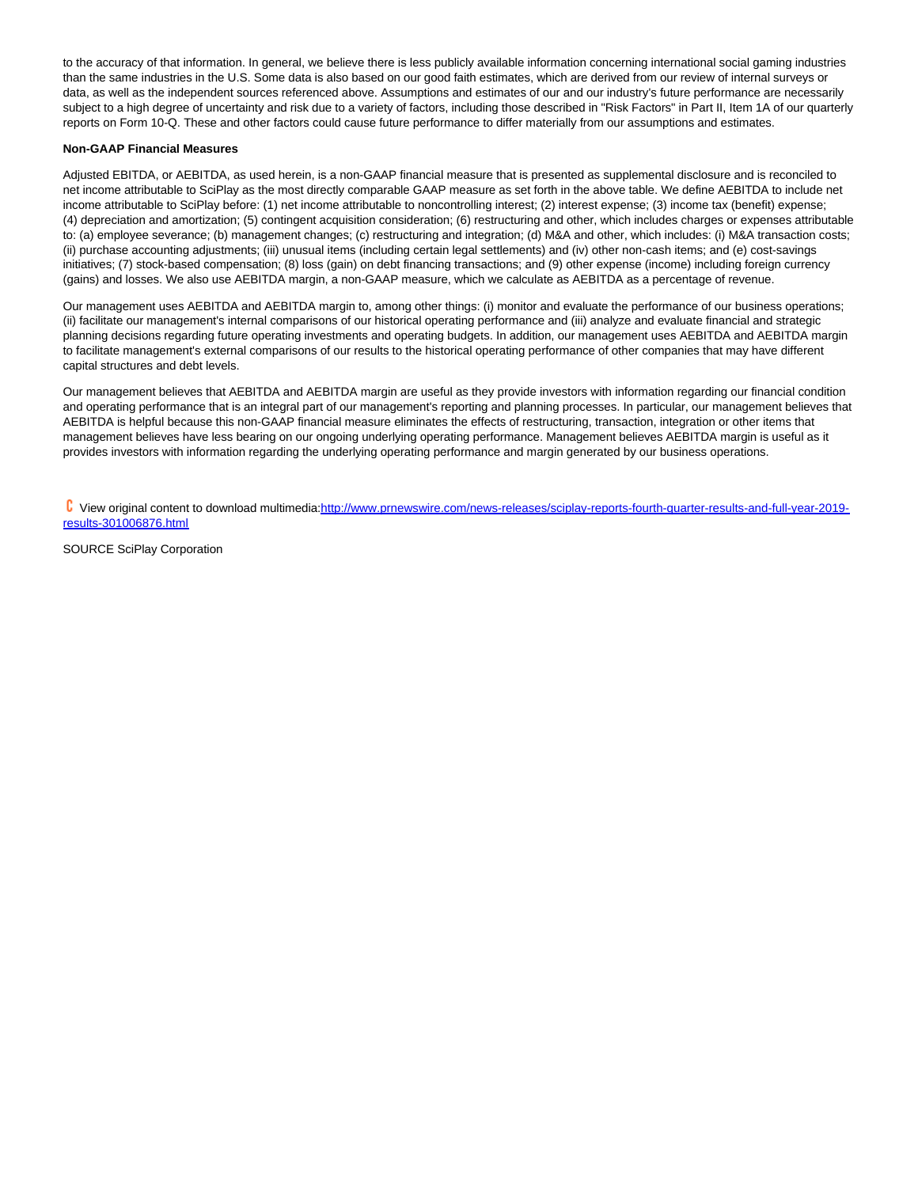to the accuracy of that information. In general, we believe there is less publicly available information concerning international social gaming industries than the same industries in the U.S. Some data is also based on our good faith estimates, which are derived from our review of internal surveys or data, as well as the independent sources referenced above. Assumptions and estimates of our and our industry's future performance are necessarily subject to a high degree of uncertainty and risk due to a variety of factors, including those described in "Risk Factors" in Part II, Item 1A of our quarterly reports on Form 10-Q. These and other factors could cause future performance to differ materially from our assumptions and estimates.

**Non-GAAP Financial Measures**

Adjusted EBITDA, or AEBITDA, as used herein, is a non-GAAP financial measure that is presented as supplemental disclosure and is reconciled to net income attributable to SciPlay as the most directly comparable GAAP measure as set forth in the above table. We define AEBITDA to include net income attributable to SciPlay before: (1) net income attributable to noncontrolling interest; (2) interest expense; (3) income tax (benefit) expense; (4) depreciation and amortization; (5) contingent acquisition consideration; (6) restructuring and other, which includes charges or expenses attributable to: (a) employee severance; (b) management changes; (c) restructuring and integration; (d) M&A and other, which includes: (i) M&A transaction costs; (ii) purchase accounting adjustments; (iii) unusual items (including certain legal settlements) and (iv) other non-cash items; and (e) cost-savings initiatives; (7) stock-based compensation; (8) loss (gain) on debt financing transactions; and (9) other expense (income) including foreign currency (gains) and losses. We also use AEBITDA margin, a non-GAAP measure, which we calculate as AEBITDA as a percentage of revenue.

Our management uses AEBITDA and AEBITDA margin to, among other things: (i) monitor and evaluate the performance of our business operations; (ii) facilitate our management's internal comparisons of our historical operating performance and (iii) analyze and evaluate financial and strategic planning decisions regarding future operating investments and operating budgets. In addition, our management uses AEBITDA and AEBITDA margin to facilitate management's external comparisons of our results to the historical operating performance of other companies that may have different capital structures and debt levels.

Our management believes that AEBITDA and AEBITDA margin are useful as they provide investors with information regarding our financial condition and operating performance that is an integral part of our management's reporting and planning processes. In particular, our management believes that AEBITDA is helpful because this non-GAAP financial measure eliminates the effects of restructuring, transaction, integration or other items that management believes have less bearing on our ongoing underlying operating performance. Management believes AEBITDA margin is useful as it provides investors with information regarding the underlying operating performance and margin generated by our business operations.

View original content to download multimedia:http://www.prnewswire.com/news-releases/sciplay-reports-fourth-quarter-results-and-full-year-2019-results-301006876.html

SOURCE SciPlay Corporation